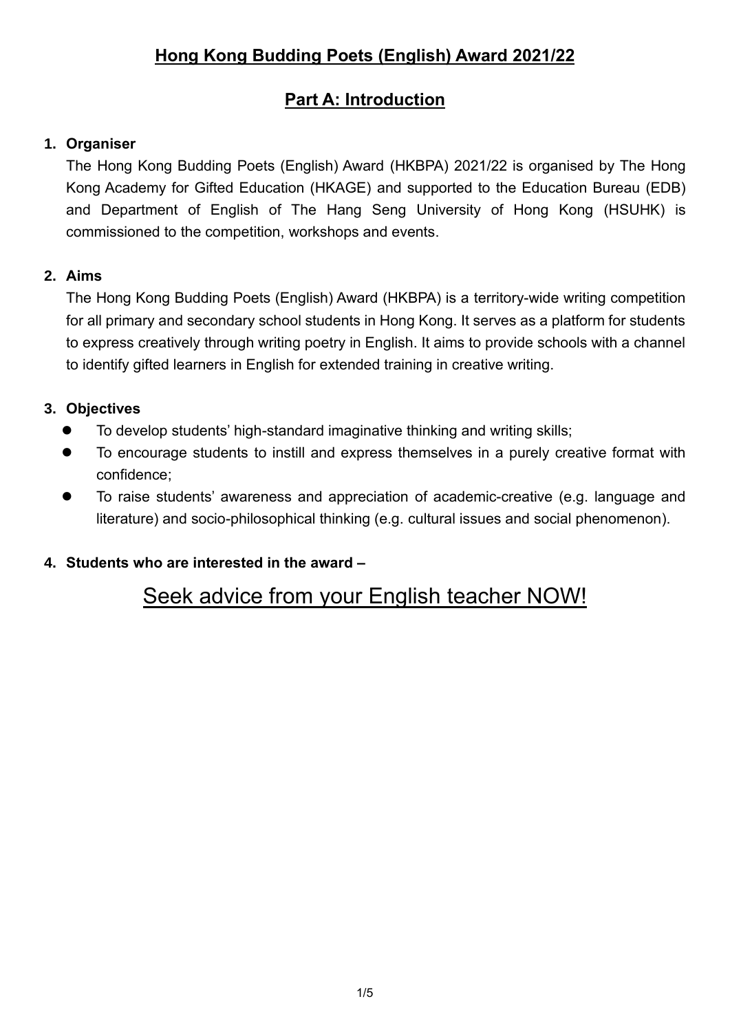# Hong Kong Budding Poets (English) Award 2021/22

## Part A: Introduction

**1. Organiser**

The Hong Kong Budding Poets (English) Award (HKBPA) 2021/22 is organised by The Hong Kong Academy for Gifted Education (HKAGE) and supported to the Education Bureau (EDB) and Department of English of The Hang Seng University of Hong Kong (HSUHK) is commissioned to the competition, workshops and events.

**2. Aims**

The Hong Kong Budding Poets (English) Award (HKBPA) is a territory-wide writing competition for all primary and secondary school students in Hong Kong. It serves as a platform for students to express creatively through writing poetry in English. It aims to provide schools with a channel to identify gifted learners in English for extended training in creative writing.

**3. Objectives**

- To develop students' high-standard imaginative thinking and writing skills;
- To encourage students to instill and express themselves in a purely creative format with confidence;
- To raise students' awareness and appreciation of academic-creative (e.g. language and literature) and socio-philosophical thinking (e.g. cultural issues and social phenomenon).

**4. Students who are interested in the award –**

## Seek advice from your English teacher NOW!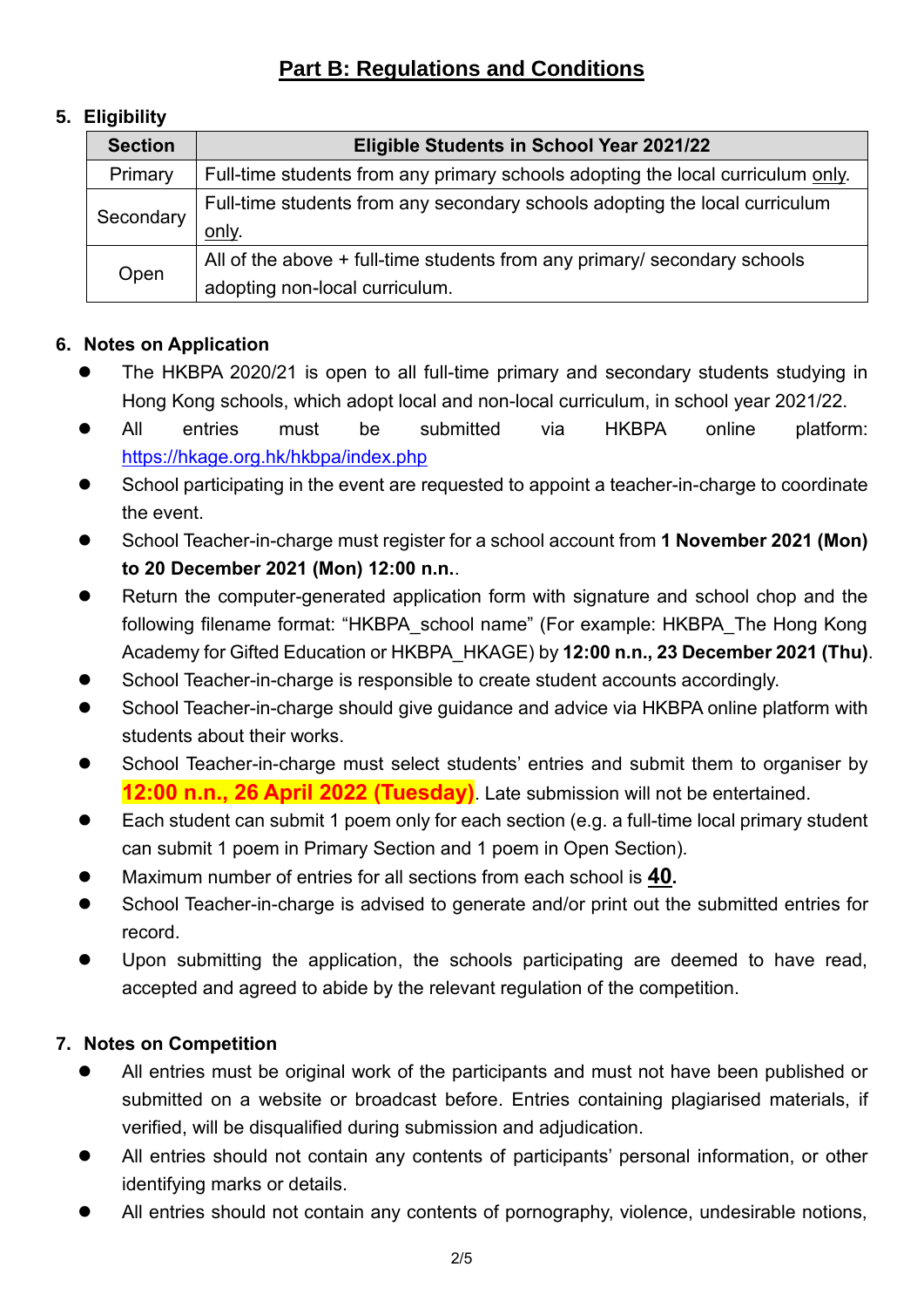# Part B: Regulations and Conditions

## 5. Eligibility

| Section | Eligible Students in School Year 2021/22 |
|---|---|
| Primary | Full-time students from any primary schools adopting the local curriculum only. |
| Secondary | Full-time students from any secondary schools adopting the local curriculum only. |
| Open | All of the above + full-time students from any primary/ secondary schools adopting non-local curriculum. |

## 6. Notes on Application

- The HKBPA 2020/21 is open to all full-time primary and secondary students studying in Hong Kong schools, which adopt local and non-local curriculum, in school year 2021/22.
- All entries must be submitted via HKBPA online platform: https://hkage.org.hk/hkbpa/index.php
- School participating in the event are requested to appoint a teacher-in-charge to coordinate the event.
- School Teacher-in-charge must register for a school account from **1 November 2021 (Mon) to 20 December 2021 (Mon) 12:00 n.n.**.
- Return the computer-generated application form with signature and school chop and the following filename format: "HKBPA_school name" (For example: HKBPA_The Hong Kong Academy for Gifted Education or HKBPA_HKAGE) by **12:00 n.n., 23 December 2021 (Thu)**.
- School Teacher-in-charge is responsible to create student accounts accordingly.
- School Teacher-in-charge should give guidance and advice via HKBPA online platform with students about their works.
- School Teacher-in-charge must select students' entries and submit them to organiser by **12:00 n.n., 26 April 2022 (Tuesday)**. Late submission will not be entertained.
- Each student can submit 1 poem only for each section (e.g. a full-time local primary student can submit 1 poem in Primary Section and 1 poem in Open Section).
- Maximum number of entries for all sections from each school is **40.**
- School Teacher-in-charge is advised to generate and/or print out the submitted entries for record.
- Upon submitting the application, the schools participating are deemed to have read, accepted and agreed to abide by the relevant regulation of the competition.

## 7. Notes on Competition

- All entries must be original work of the participants and must not have been published or submitted on a website or broadcast before. Entries containing plagiarised materials, if verified, will be disqualified during submission and adjudication.
- All entries should not contain any contents of participants' personal information, or other identifying marks or details.
- All entries should not contain any contents of pornography, violence, undesirable notions,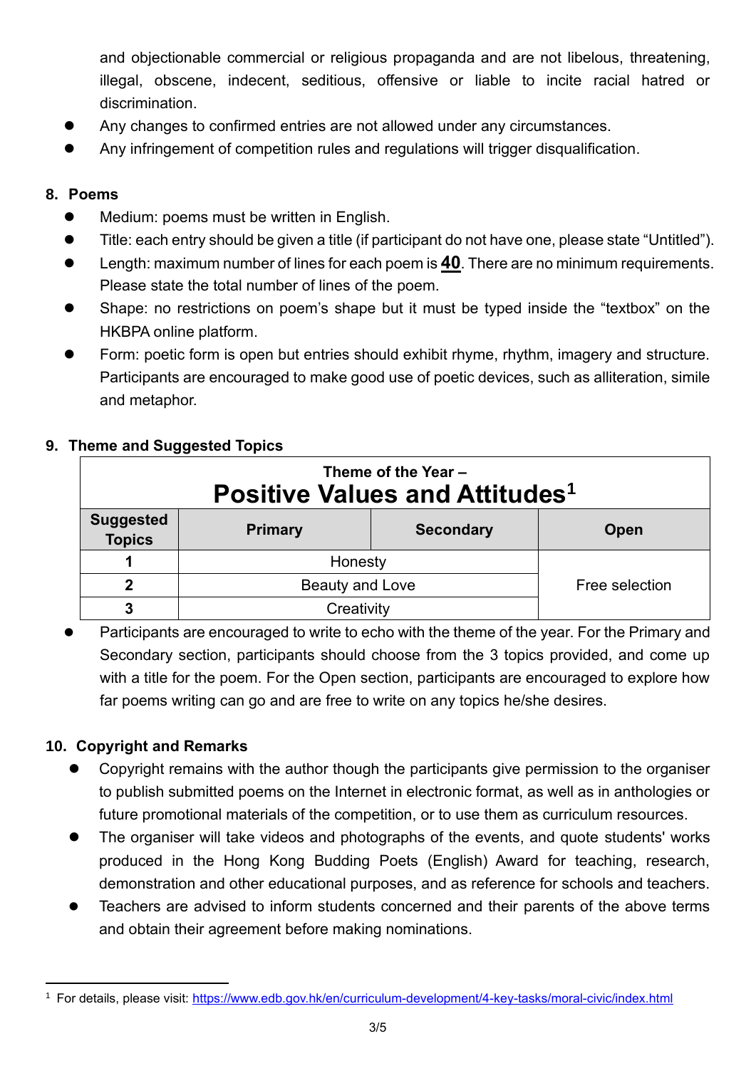and objectionable commercial or religious propaganda and are not libelous, threatening, illegal, obscene, indecent, seditious, offensive or liable to incite racial hatred or discrimination.

- Any changes to confirmed entries are not allowed under any circumstances.
- Any infringement of competition rules and regulations will trigger disqualification.

## 8. Poems

- Medium: poems must be written in English.
- Title: each entry should be given a title (if participant do not have one, please state "Untitled").
- Length: maximum number of lines for each poem is **<u>40</u>**. There are no minimum requirements. Please state the total number of lines of the poem.
- Shape: no restrictions on poem's shape but it must be typed inside the "textbox" on the HKBPA online platform.
- Form: poetic form is open but entries should exhibit rhyme, rhythm, imagery and structure. Participants are encouraged to make good use of poetic devices, such as alliteration, simile and metaphor.

## 9. Theme and Suggested Topics

| Theme of the Year – **Positive Values and Attitudes**[1] | | | |
|---|---|---|---|
| **Suggested Topics** | **Primary** | **Secondary** | **Open** |
| **1** | Honesty | | Free selection |
| **2** | Beauty and Love | | |
| **3** | Creativity | | |

- Participants are encouraged to write to echo with the theme of the year. For the Primary and Secondary section, participants should choose from the 3 topics provided, and come up with a title for the poem. For the Open section, participants are encouraged to explore how far poems writing can go and are free to write on any topics he/she desires.

## 10. Copyright and Remarks

- Copyright remains with the author though the participants give permission to the organiser to publish submitted poems on the Internet in electronic format, as well as in anthologies or future promotional materials of the competition, or to use them as curriculum resources.
- The organiser will take videos and photographs of the events, and quote students' works produced in the Hong Kong Budding Poets (English) Award for teaching, research, demonstration and other educational purposes, and as reference for schools and teachers.
- Teachers are advised to inform students concerned and their parents of the above terms and obtain their agreement before making nominations.

[1] For details, please visit: https://www.edb.gov.hk/en/curriculum-development/4-key-tasks/moral-civic/index.html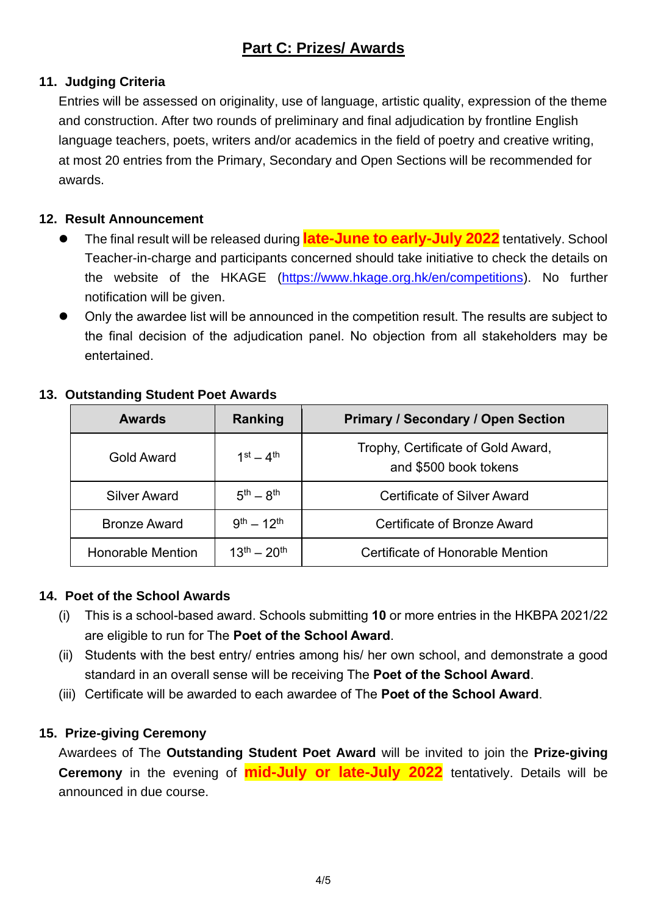# Part C: Prizes/ Awards

### 11. Judging Criteria

Entries will be assessed on originality, use of language, artistic quality, expression of the theme and construction. After two rounds of preliminary and final adjudication by frontline English language teachers, poets, writers and/or academics in the field of poetry and creative writing, at most 20 entries from the Primary, Secondary and Open Sections will be recommended for awards.

### 12. Result Announcement

- The final result will be released during **late-June to early-July 2022** tentatively. School Teacher-in-charge and participants concerned should take initiative to check the details on the website of the HKAGE (https://www.hkage.org.hk/en/competitions). No further notification will be given.
- Only the awardee list will be announced in the competition result. The results are subject to the final decision of the adjudication panel. No objection from all stakeholders may be entertained.

### 13. Outstanding Student Poet Awards

| Awards | Ranking | Primary / Secondary / Open Section |
|---|---|---|
| Gold Award | 1st – 4th | Trophy, Certificate of Gold Award, and $500 book tokens |
| Silver Award | 5th – 8th | Certificate of Silver Award |
| Bronze Award | 9th – 12th | Certificate of Bronze Award |
| Honorable Mention | 13th – 20th | Certificate of Honorable Mention |

### 14. Poet of the School Awards

(i) This is a school-based award. Schools submitting **10** or more entries in the HKBPA 2021/22 are eligible to run for The **Poet of the School Award**.

(ii) Students with the best entry/ entries among his/ her own school, and demonstrate a good standard in an overall sense will be receiving The **Poet of the School Award**.

(iii) Certificate will be awarded to each awardee of The **Poet of the School Award**.

### 15. Prize-giving Ceremony

Awardees of The **Outstanding Student Poet Award** will be invited to join the **Prize-giving Ceremony** in the evening of **mid-July or late-July 2022** tentatively. Details will be announced in due course.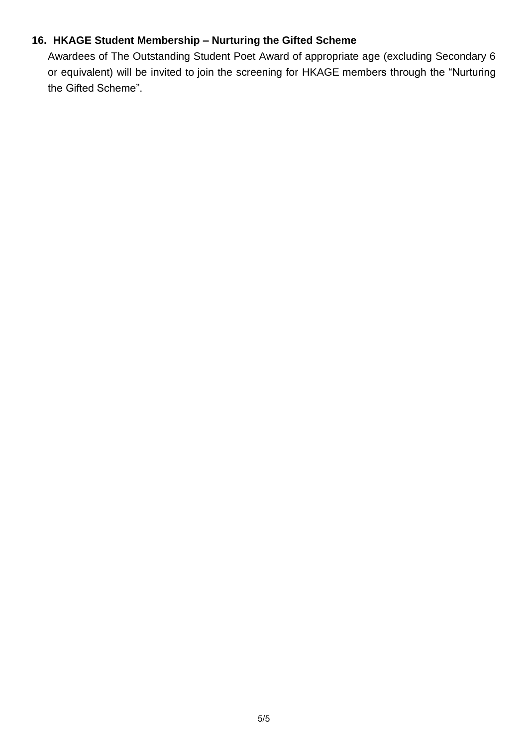**16. HKAGE Student Membership – Nurturing the Gifted Scheme**

Awardees of The Outstanding Student Poet Award of appropriate age (excluding Secondary 6 or equivalent) will be invited to join the screening for HKAGE members through the "Nurturing the Gifted Scheme".